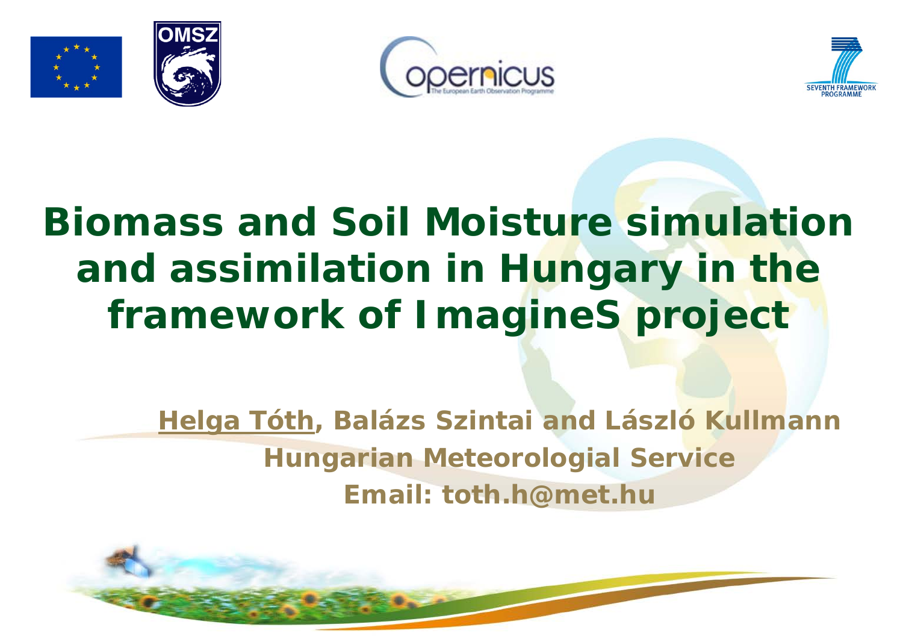# Biomass and Soil Moisture simulation and assimilation in Hungary in the framework of ImagineS project

**Helga Tóth, Balázs Szintai and László Kullmann**

**Hungarian Meteorologial Service**

**Email: toth.h@met.hu**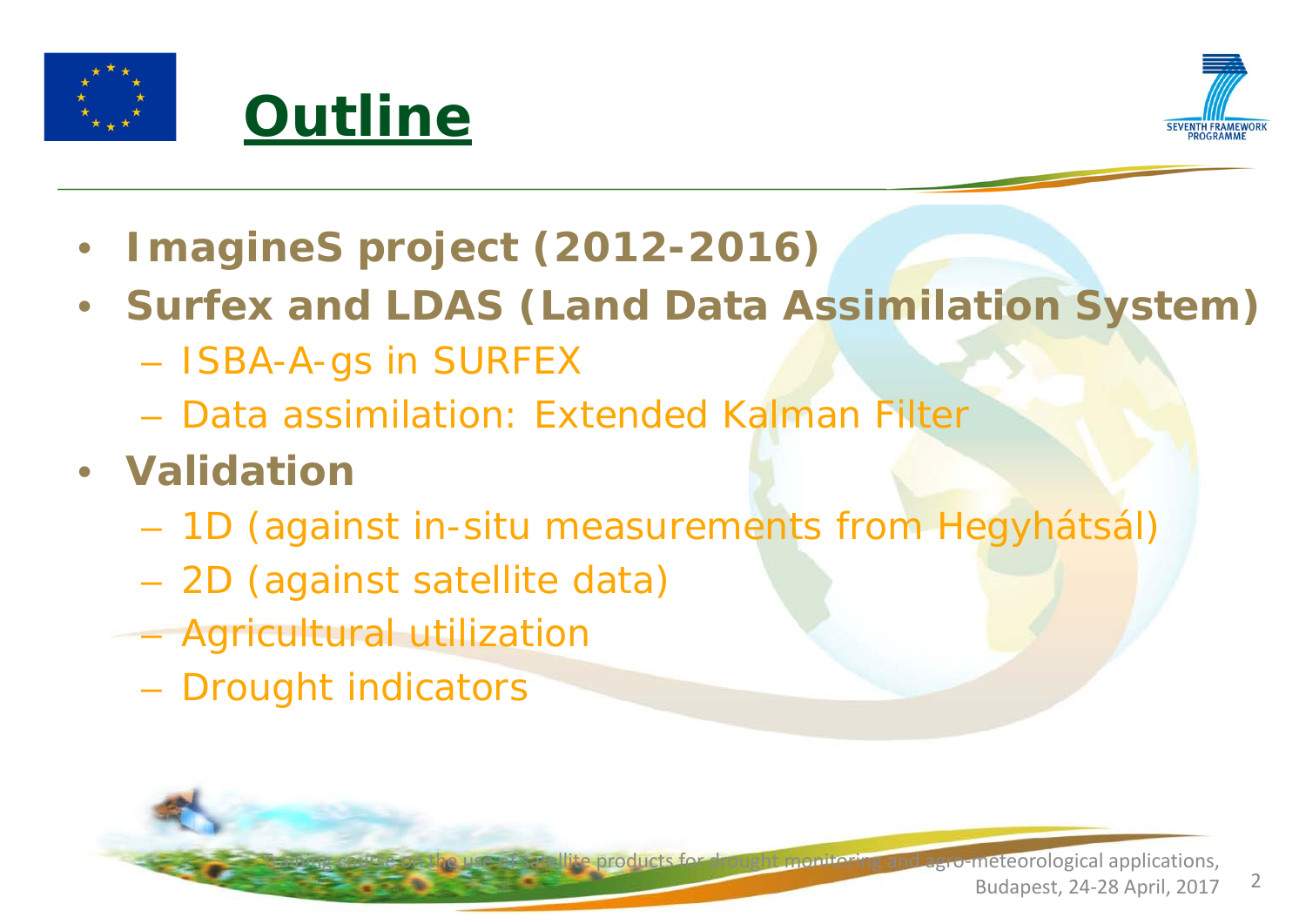# Outline

- **ImagineS project (2012-2016)**
- **Surfex and LDAS (Land Data Assimilation System)**
  - ISBA-A-gs in SURFEX
  - Data assimilation: Extended Kalman Filter
- **Validation**
  - 1D (against in-situ measurements from Hegyhátsál)
  - 2D (against satellite data)
  - Agricultural utilization
  - Drought indicators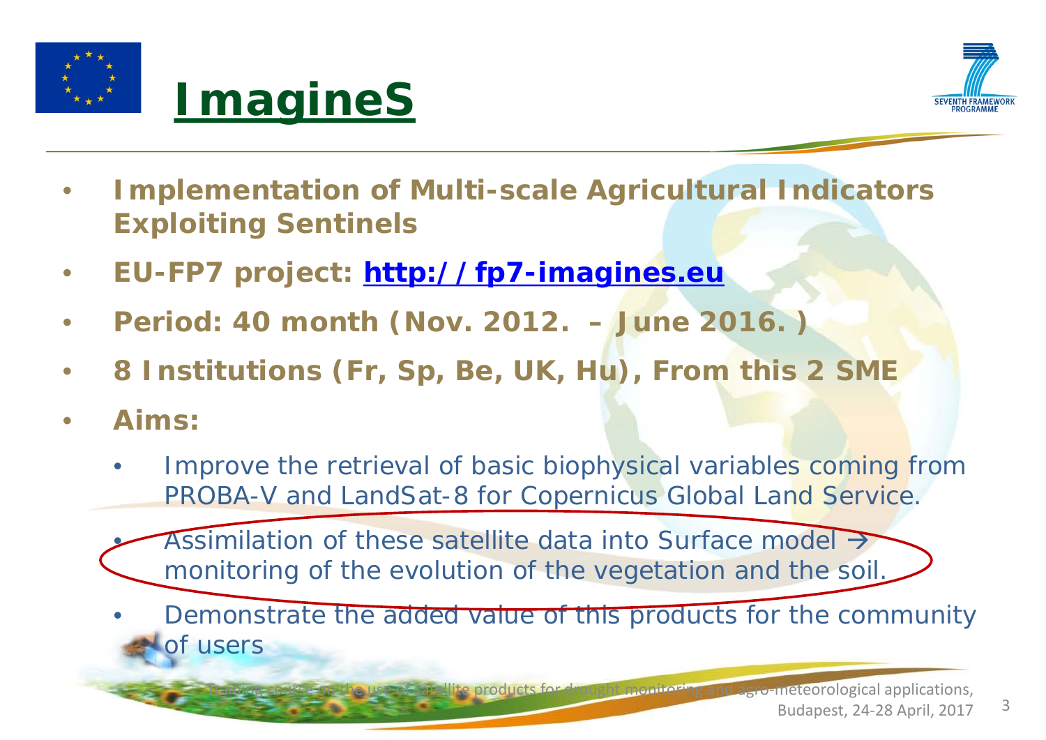# ImagineS

- **Implementation of Multi-scale Agricultural Indicators Exploiting Sentinels**
- **EU-FP7 project: [http://fp7-imagines.eu](http://fp7-imagines.eu)**
- **Period: 40 month (Nov. 2012. – June 2016. )**
- **8 Institutions (Fr, Sp, Be, UK, Hu), From this 2 SME**
- **Aims:**
  - Improve the retrieval of basic biophysical variables coming from PROBA-V and LandSat-8 for Copernicus Global Land Service.
  - Assimilation of these satellite data into Surface model → monitoring of the evolution of the vegetation and the soil.
  - Demonstrate the added value of this products for the community of users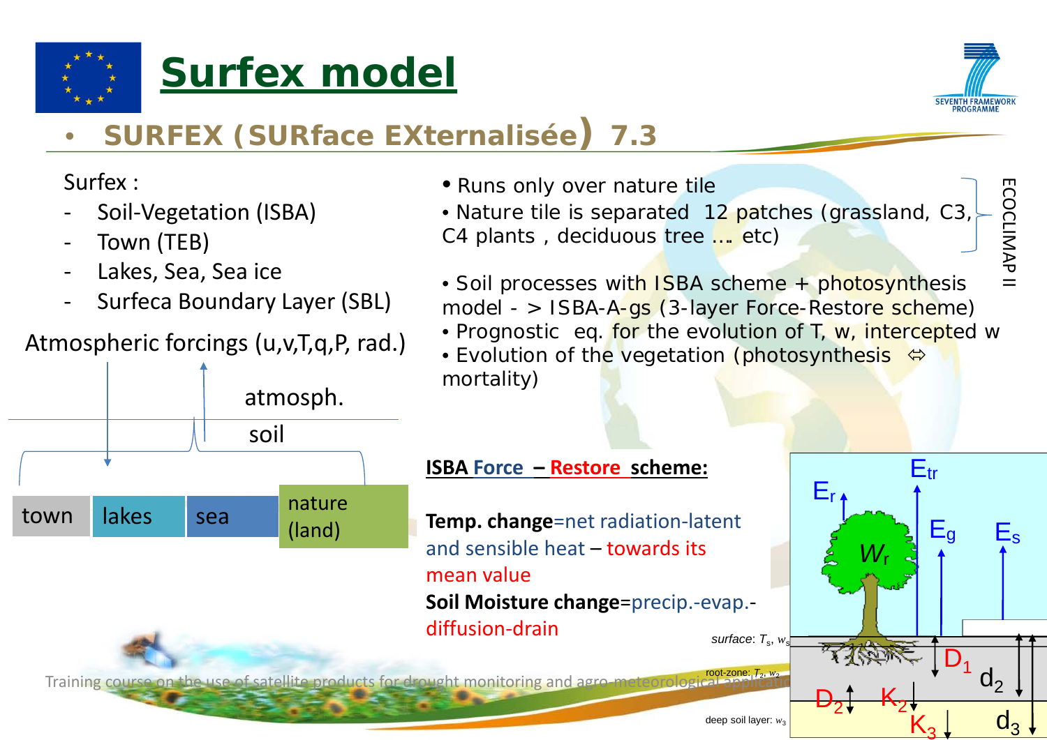# Surfex model

- **SURFEX (SURface EXternalisée) 7.3**

Surfex :

- Soil-Vegetation (ISBA)
- Town (TEB)
- Lakes, Sea, Sea ice
- Surfeca Boundary Layer (SBL)

Atmospheric forcings (u,v,T,q,P, rad.)

atmosph.

soil

town | lakes | sea | nature (land)

- Runs only over nature tile
- Nature tile is separated 12 patches (grassland, C3, C4 plants , deciduous tree …. etc)

ECOCLIMAP II

- Soil processes with ISBA scheme + photosynthesis model - > ISBA-A-gs (3-layer Force-Restore scheme)
- Prognostic eq. for the evolution of T, w, intercepted w
- Evolution of the vegetation (photosynthesis ⇔ mortality)

**ISBA Force – Restore scheme:**

**Temp. change**=net radiation-latent and sensible heat – towards its mean value

**Soil Moisture change**=precip.-evap.-diffusion-drain

$E_r$ $E_{tr}$ $E_g$ $E_s$ $W_r$

surface: $T_s$, $w_s$

root-zone: $T_2$, $w_2$

deep soil layer: $w_3$

$D_1$ $d_2$ $D_2$ $K_2$ $K_3$ $d_3$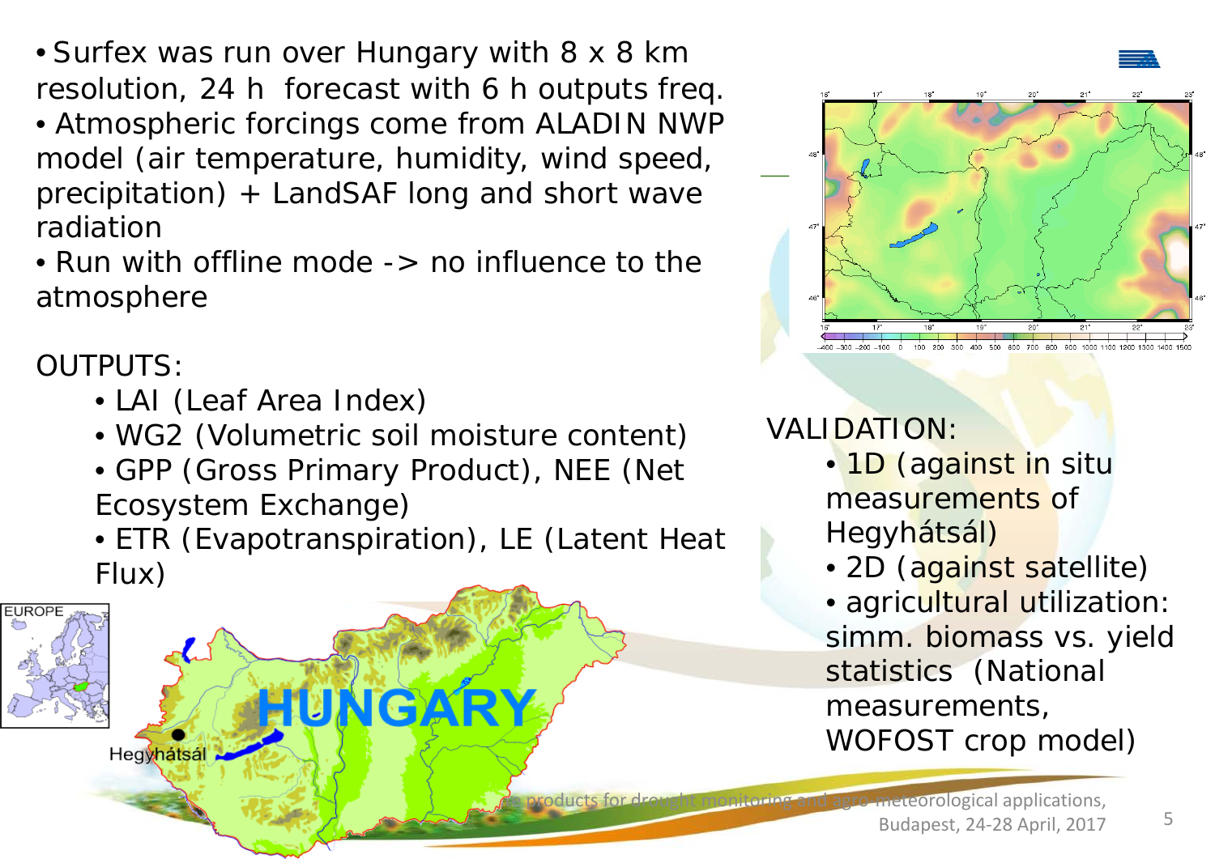- Surfex was run over Hungary with 8 x 8 km resolution, 24 h forecast with 6 h outputs freq.
- Atmospheric forcings come from ALADIN NWP model (air temperature, humidity, wind speed, precipitation) + LandSAF long and short wave radiation
- Run with offline mode -> no influence to the atmosphere

OUTPUTS:

- LAI (Leaf Area Index)
- WG2 (Volumetric soil moisture content)
- GPP (Gross Primary Product), NEE (Net Ecosystem Exchange)
- ETR (Evapotranspiration), LE (Latent Heat Flux)

VALIDATION:

- 1D (against in situ measurements of Hegyhátsál)
- 2D (against satellite)
- agricultural utilization: simm. biomass vs. yield statistics (National measurements, WOFOST crop model)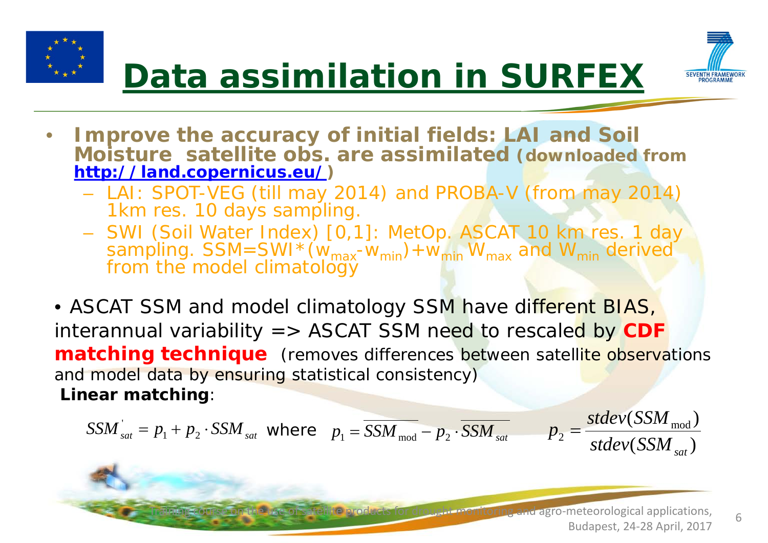# Data assimilation in SURFEX

- **Improve the accuracy of initial fields: LAI and Soil Moisture satellite obs. are assimilated (downloaded from [http://land.copernicus.eu/](http://land.copernicus.eu/))**
  - LAI: SPOT-VEG (till may 2014) and PROBA-V (from may 2014) 1km res. 10 days sampling.
  - SWI (Soil Water Index) [0,1]: MetOp. ASCAT 10 km res. 1 day sampling. SSM=SWI*($w_{max}$-$w_{min}$)+$w_{min}$ $W_{max}$ and $W_{min}$ derived from the model climatology

- ASCAT SSM and model climatology SSM have different BIAS, interannual variability => ASCAT SSM need to rescaled by **CDF matching technique** (removes differences between satellite observations and model data by ensuring statistical consistency)

**Linear matching**:

$$SSM'_{sat} = p_1 + p_2 \cdot SSM_{sat} \quad \text{where} \quad p_1 = \overline{SSM_{mod}} - p_2 \cdot \overline{SSM_{sat}} \qquad p_2 = \frac{stdev(SSM_{mod})}{stdev(SSM_{sat})}$$

Training course on the use of satellite products for drought monitoring and agro-meteorological applications, Budapest, 24-28 April, 2017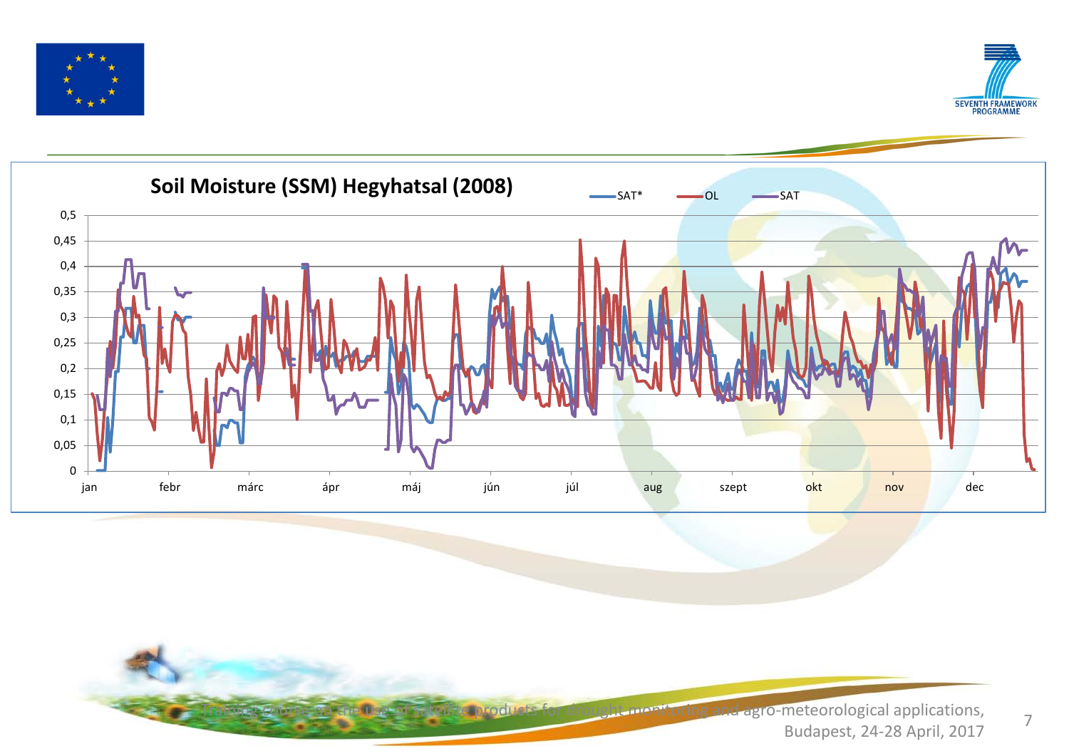## Soil Moisture (SSM) Hegyhatsal (2008)

SAT* — OL — SAT

Training course on the use of satellite products for drought monitoring and agro-meteorological applications, Budapest, 24-28 April, 2017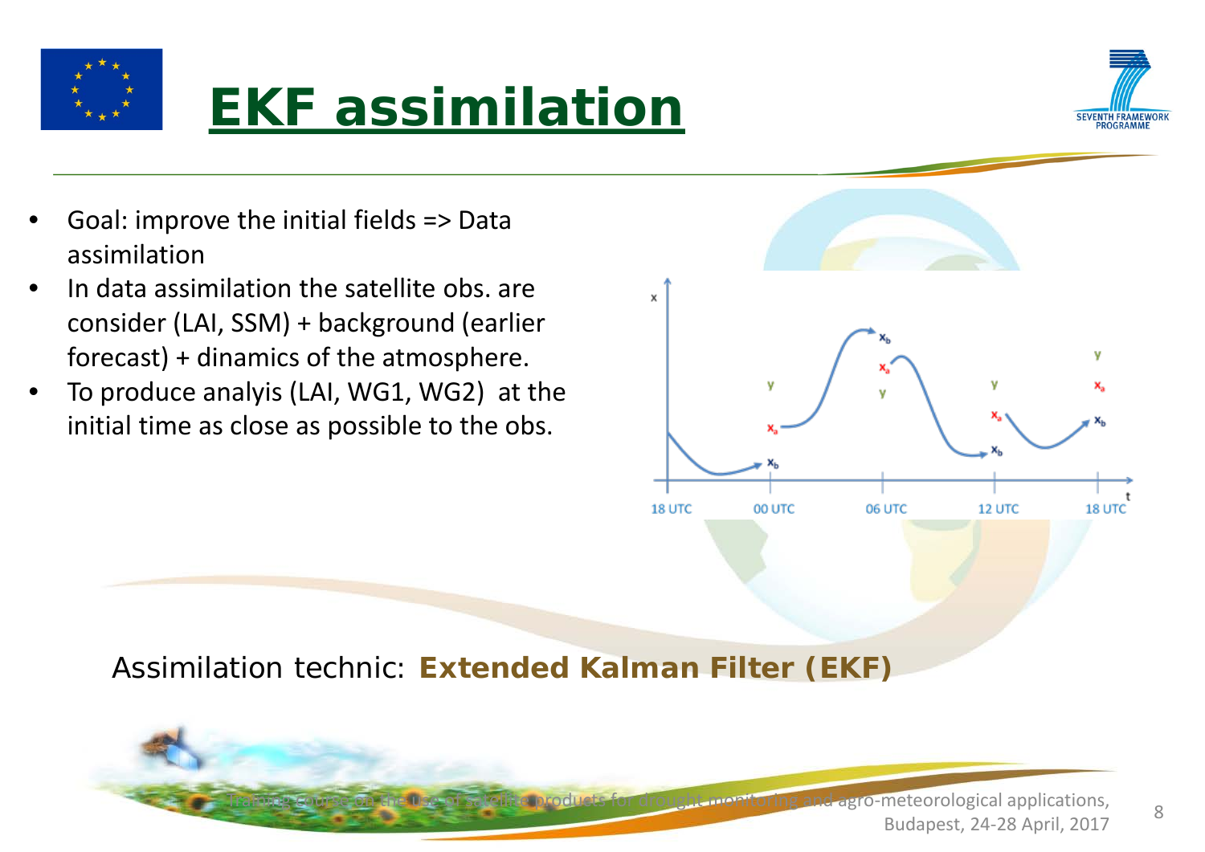# EKF assimilation

- Goal: improve the initial fields => Data assimilation
- In data assimilation the satellite obs. are consider (LAI, SSM) + background (earlier forecast) + dinamics of the atmosphere.
- To produce analyis (LAI, WG1, WG2) at the initial time as close as possible to the obs.

Assimilation technic: **Extended Kalman Filter (EKF)**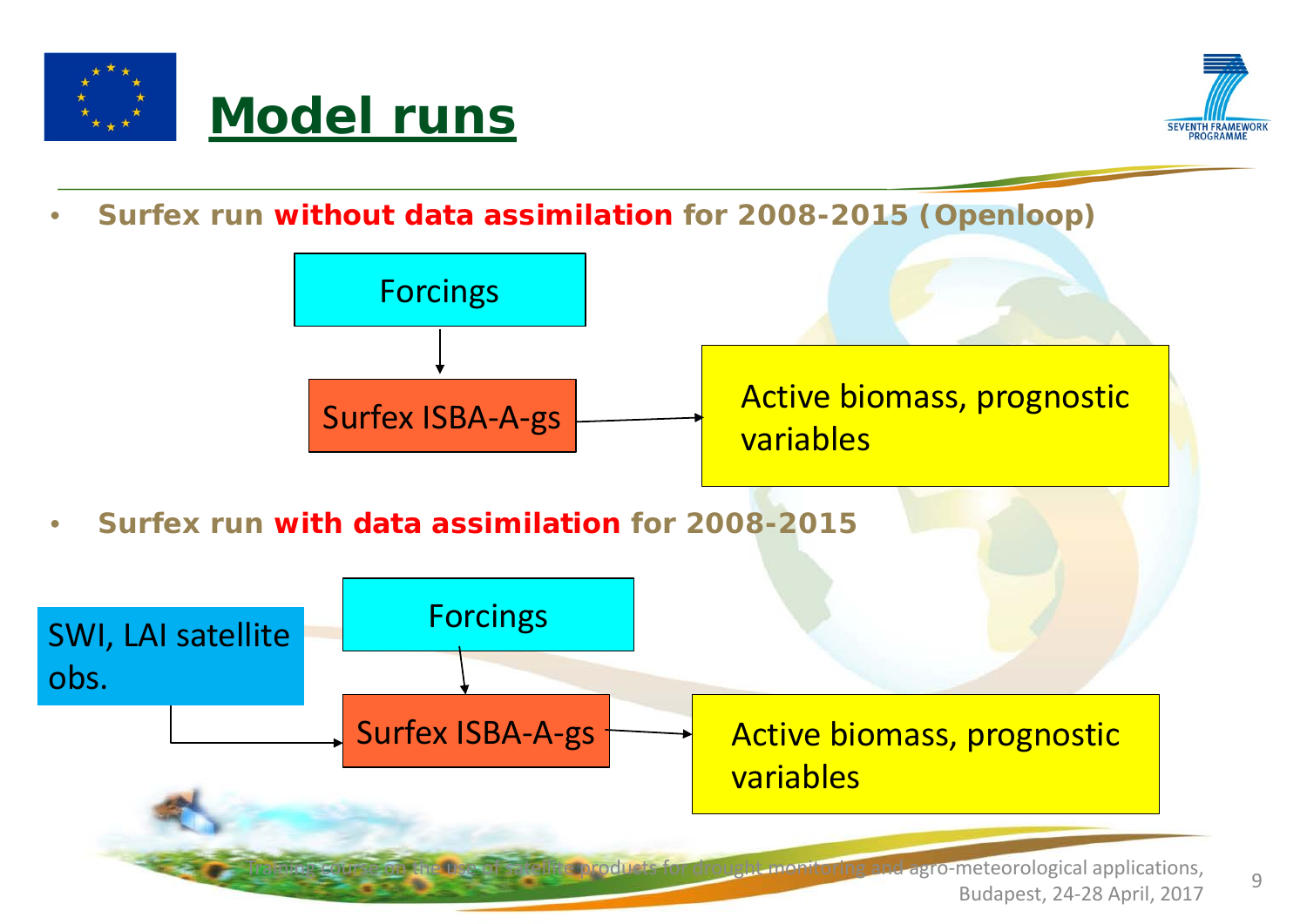# Model runs

- **Surfex run without data assimilation for 2008-2015 (Openloop)**

Forcings → Surfex ISBA-A-gs → Active biomass, prognostic variables

- **Surfex run with data assimilation for 2008-2015**

SWI, LAI satellite obs. → Surfex ISBA-A-gs

Forcings → Surfex ISBA-A-gs → Active biomass, prognostic variables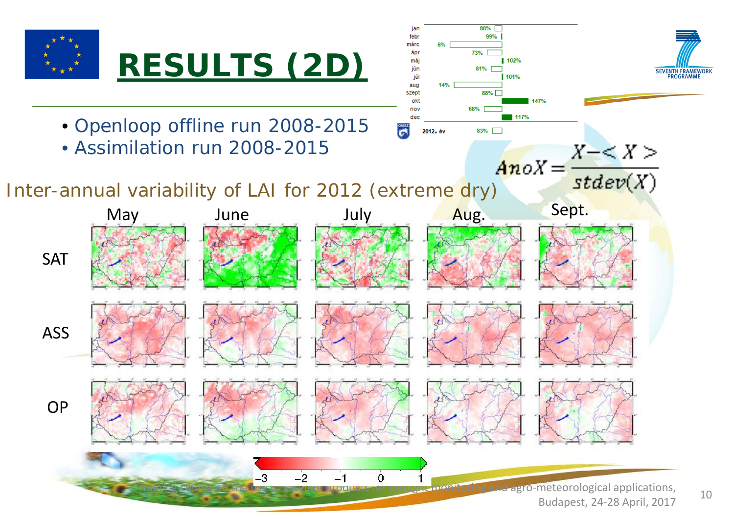# RESULTS (2D)

- Openloop offline run 2008-2015
- Assimilation run 2008-2015

| | | |
|---|---|---|
| jan | 88% | |
| febr | 99% | |
| márc | 6% | |
| ápr | 73% | |
| máj | | 102% |
| jún | 81% | |
| júl | | 101% |
| aug | 14% | |
| szept | 88% | |
| okt | | 147% |
| nov | 68% | |
| dec | | 117% |
| 2012. év | 83% | |

$$AnoX = \frac{X - \langle X \rangle}{stdev(X)}$$

Inter-annual variability of LAI for 2012 (extreme dry)

| | May | June | July | Aug. | Sept. |
|---|---|---|---|---|---|
| SAT | | | | | |
| ASS | | | | | |
| OP | | | | | |

−3 −2 −1 0 1

Training course on the use of satellite products for drought monitoring and agro-meteorological applications, Budapest, 24-28 April, 2017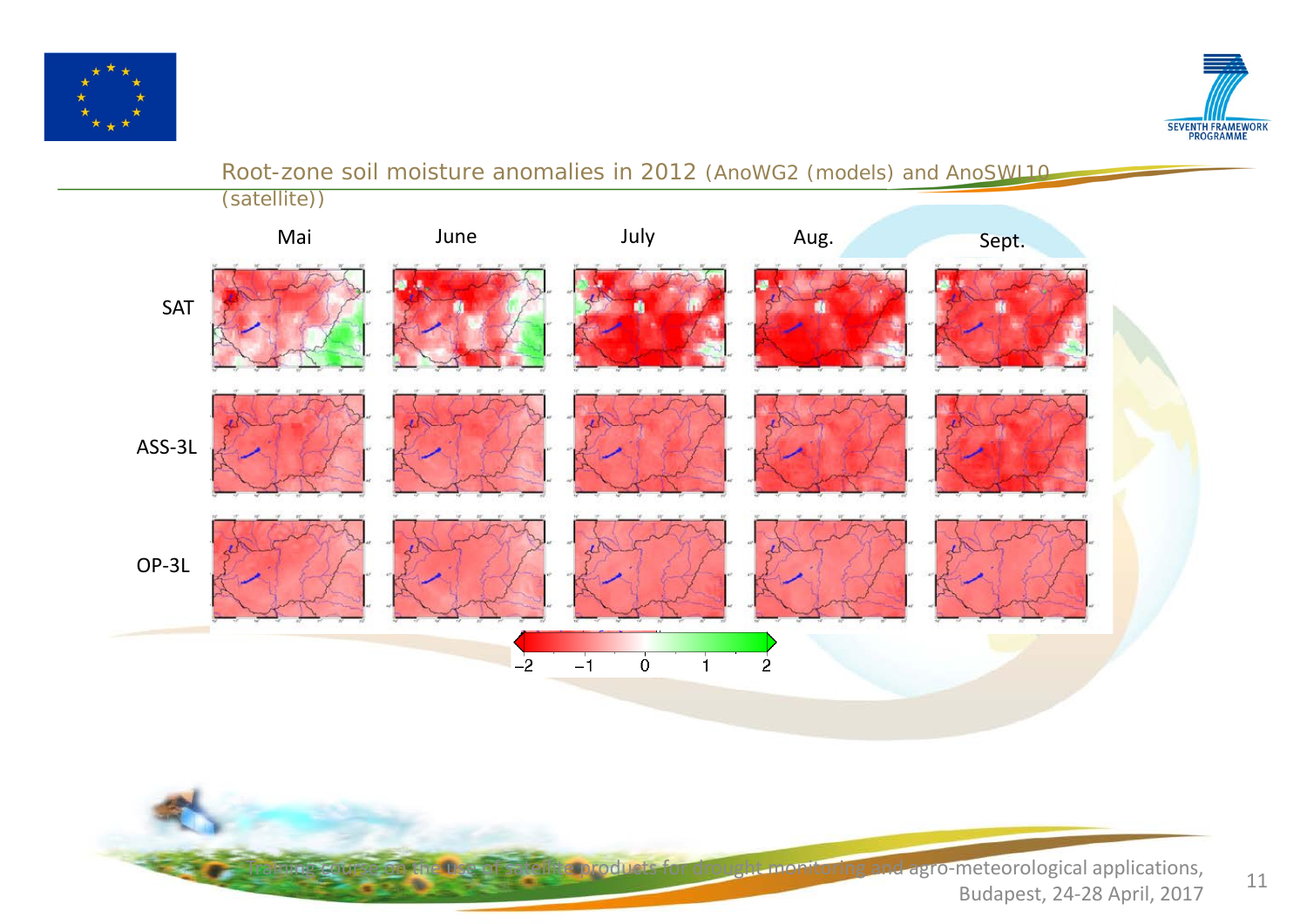## Root-zone soil moisture anomalies in 2012 (AnoWG2 (models) and AnoSWI10 (satellite))

|  | Mai | June | July | Aug. | Sept. |
|---|---|---|---|---|---|
| SAT |  |  |  |  |  |
| ASS-3L |  |  |  |  |  |
| OP-3L |  |  |  |  |  |

−2 −1 0 1 2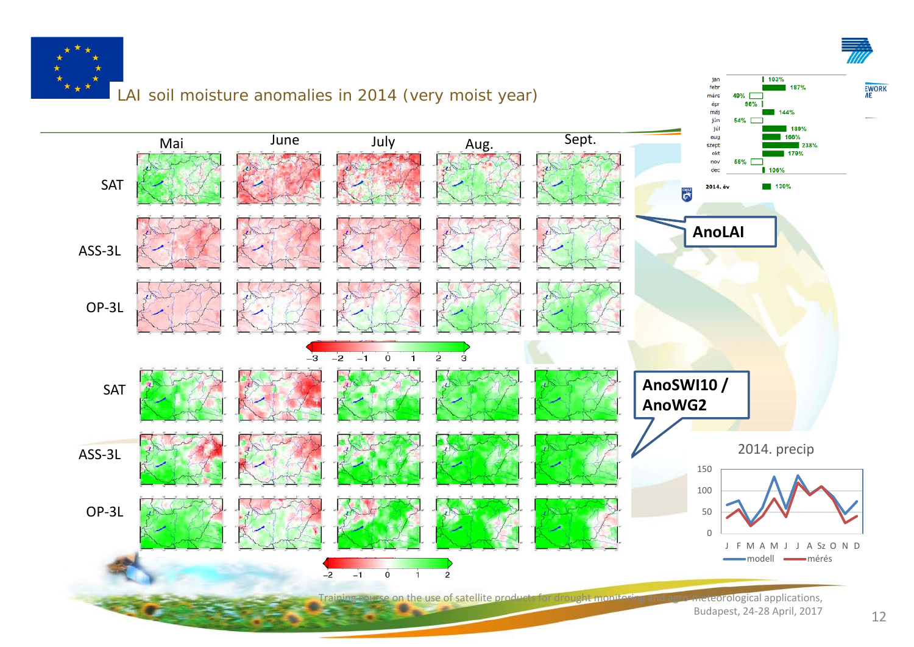# LAI soil moisture anomalies in 2014 (very moist year)

| | Mai | June | July | Aug. | Sept. |
|---|---|---|---|---|---|
| SAT | | | | | |
| ASS-3L | | | | | |
| OP-3L | | | | | |

−3 −2 −1 0 1 2 3

**AnoLAI**

| | | | | | |
|---|---|---|---|---|---|
| SAT | | | | | |
| ASS-3L | | | | | |
| OP-3L | | | | | |

−2 −1 0 1 2

**AnoSWI10 / AnoWG2**

| | |
|---|---|
| jan | 103% |
| febr | 187% |
| márc | 49% |
| ápr | 96% |
| máj | 144% |
| jún | 54% |
| júl | 189% |
| aug | 166% |
| szept | 238% |
| okt | 179% |
| nov | 55% |
| dec | 106% |
| 2014. év | 130% |

2014. precip

J F M A M J J A Sz O N D

modell — mérés

Training course on the use of satellite products for drought monitoring and agro-meteorological applications, Budapest, 24-28 April, 2017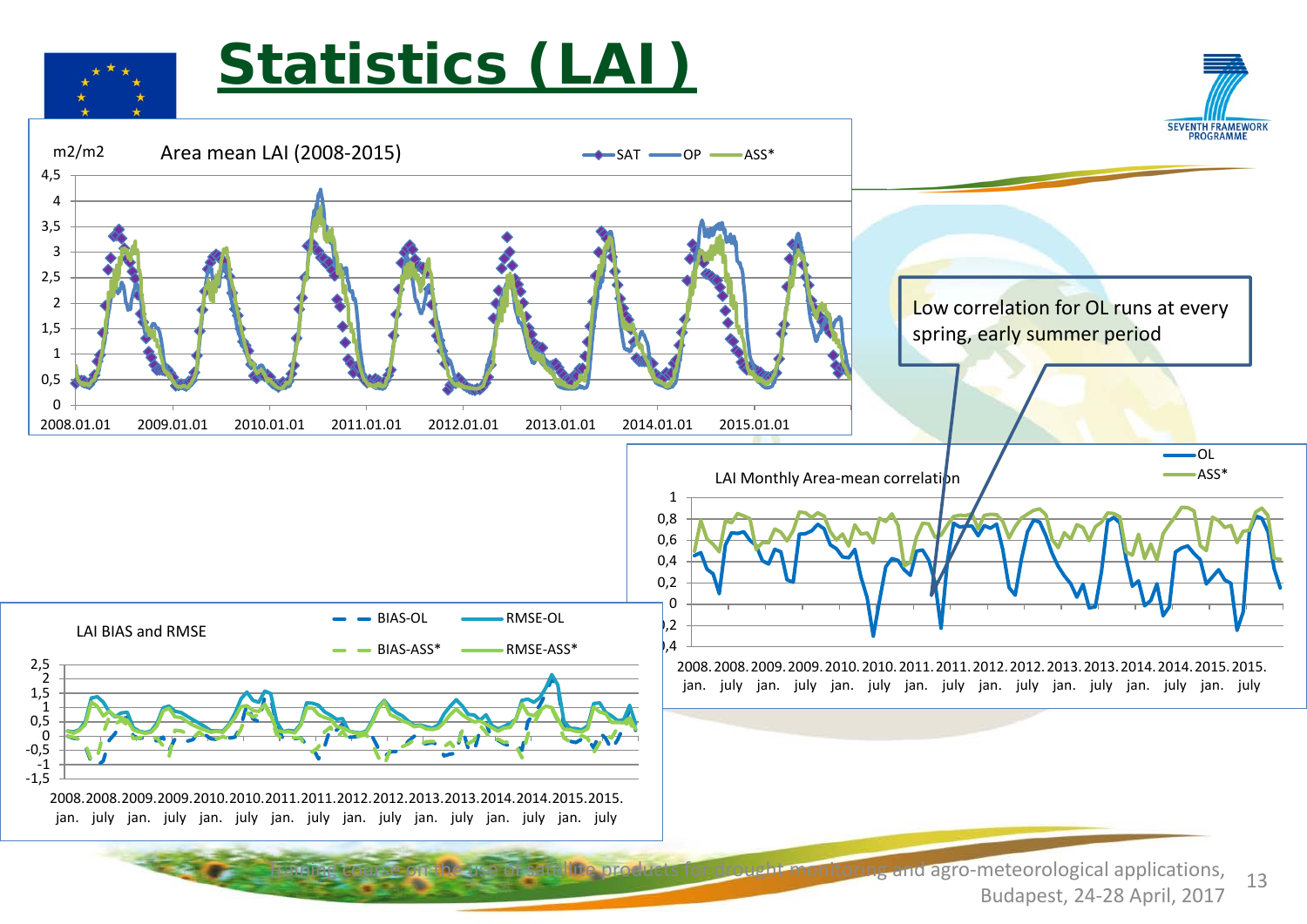# Statistics (LAI)

**Area mean LAI (2008-2015)**

m2/m2

Legend: SAT, OP, ASS*

Y-axis: 0, 0,5, 1, 1,5, 2, 2,5, 3, 3,5, 4, 4,5

X-axis: 2008.01.01, 2009.01.01, 2010.01.01, 2011.01.01, 2012.01.01, 2013.01.01, 2014.01.01, 2015.01.01

Low correlation for OL runs at every spring, early summer period

**LAI Monthly Area-mean correlation**

Legend: OL, ASS*

Y-axis: -0,4, -0,2, 0, 0,2, 0,4, 0,6, 0,8, 1

X-axis: 2008. jan., 2008. july, 2009. jan., 2009. july, 2010. jan., 2010. july, 2011. jan., 2011. july, 2012. jan., 2012. july, 2013. jan., 2013. july, 2014. jan., 2014. july, 2015. jan., 2015. july

**LAI BIAS and RMSE**

Legend: BIAS-OL, RMSE-OL, BIAS-ASS*, RMSE-ASS*

Y-axis: -1,5, -1, -0,5, 0, 0,5, 1, 1,5, 2, 2,5

X-axis: 2008. jan., 2008. july, 2009. jan., 2009. july, 2010. jan., 2010. july, 2011. jan., 2011. july, 2012. jan., 2012. july, 2013. jan., 2013. july, 2014. jan., 2014. july, 2015. jan., 2015. july

Training course on the use of satellite products for drought monitoring and agro-meteorological applications, Budapest, 24-28 April, 2017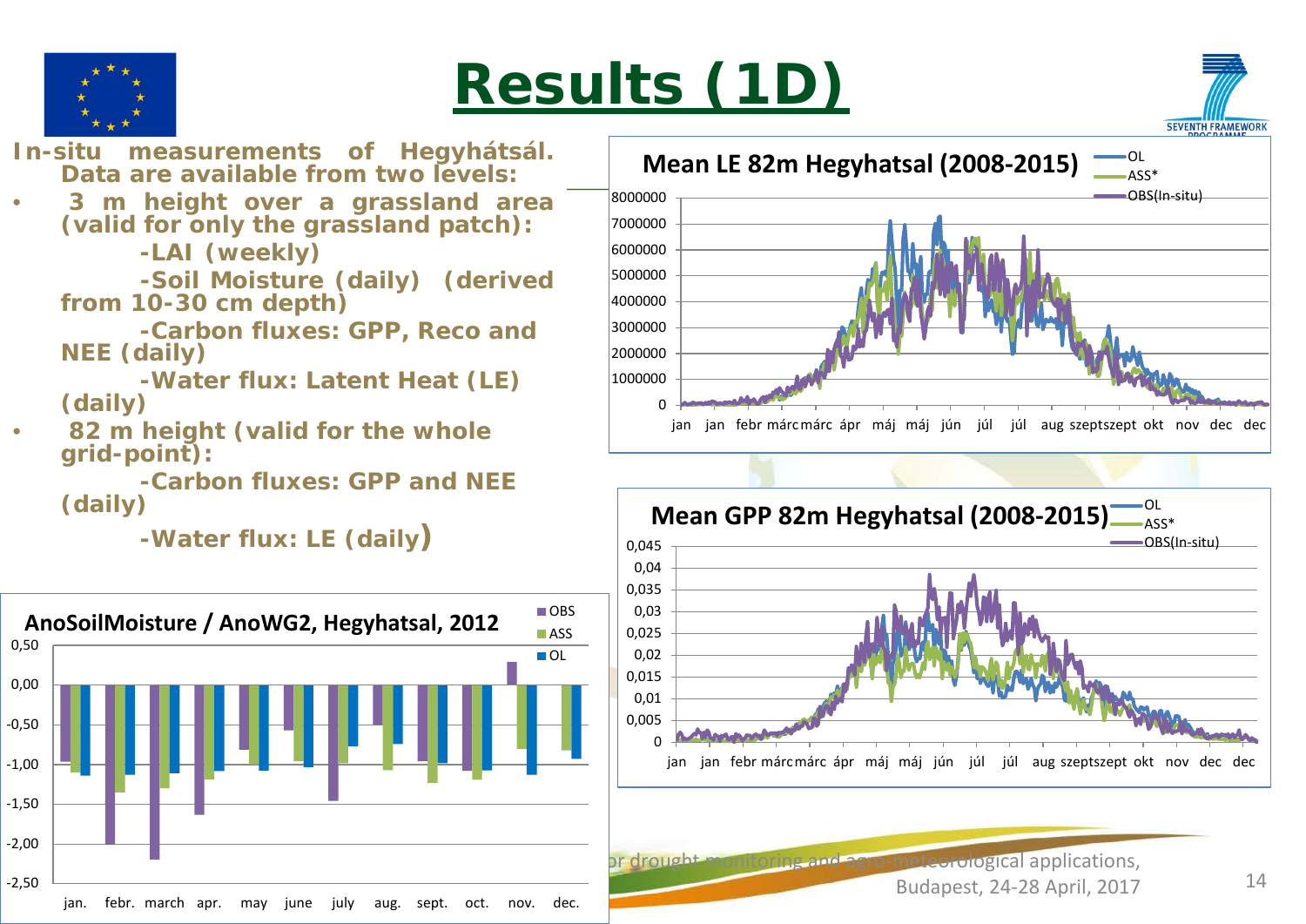# Results (1D)

**In-situ measurements of Hegyhátsál. Data are available from two levels:**

- **3 m height over a grassland area (valid for only the grassland patch):**
  - **-LAI (weekly)**
  - **-Soil Moisture (daily) (derived from 10-30 cm depth)**
  - **-Carbon fluxes: GPP, Reco and NEE (daily)**
  - **-Water flux: Latent Heat (LE) (daily)**
- **82 m height (valid for the whole grid-point):**
  - **-Carbon fluxes: GPP and NEE (daily)**
  - **-Water flux: LE (daily)**

**Mean LE 82m Hegyhatsal (2008-2015)**

Legend: OL, ASS*, OBS(In-situ)

**Mean GPP 82m Hegyhatsal (2008-2015)**

Legend: OL, ASS*, OBS(In-situ)

**AnoSoilMoisture / AnoWG2, Hegyhatsal, 2012**

Legend: OBS, ASS, OL

or drought monitoring and agro-meteorological applications, Budapest, 24-28 April, 2017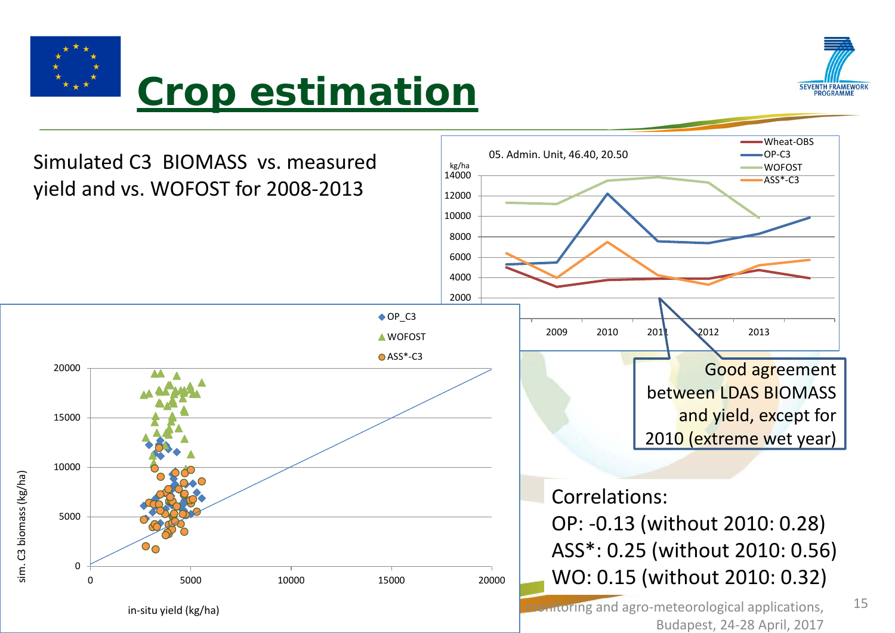# Crop estimation

Simulated C3 BIOMASS vs. measured yield and vs. WOFOST for 2008-2013

Good agreement between LDAS BIOMASS and yield, except for 2010 (extreme wet year)

Correlations:

OP: -0.13 (without 2010: 0.28)

ASS*: 0.25 (without 2010: 0.56)

WO: 0.15 (without 2010: 0.32)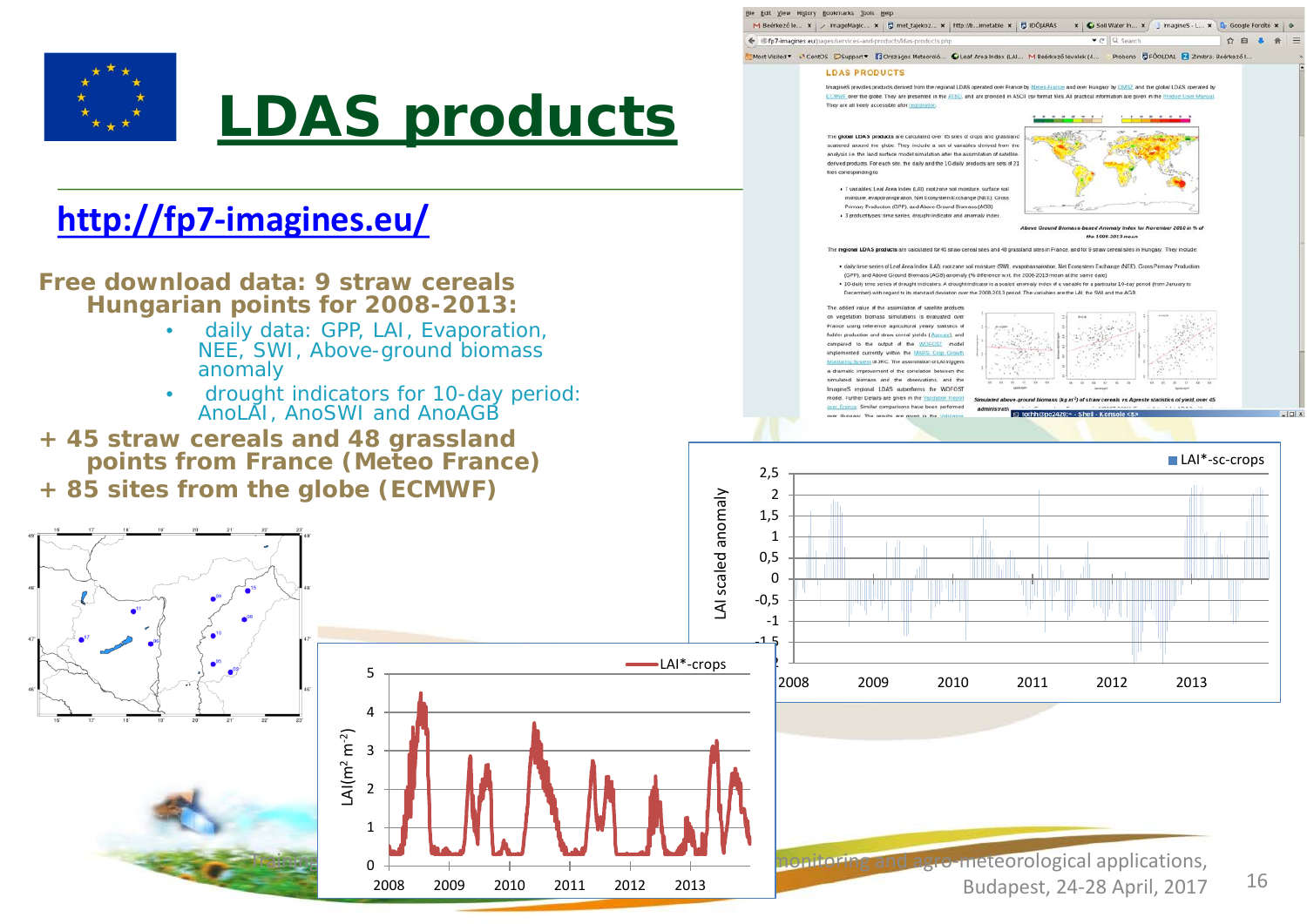# LDAS products

http://fp7-imagines.eu/

**Free download data: 9 straw cereals Hungarian points for 2008-2013:**

- daily data: GPP, LAI, Evaporation, NEE, SWI, Above-ground biomass anomaly
- drought indicators for 10-day period: AnoLAI, AnoSWI and AnoAGB

**+ 45 straw cereals and 48 grassland points from France (Meteo France)**

**+ 85 sites from the globe (ECMWF)**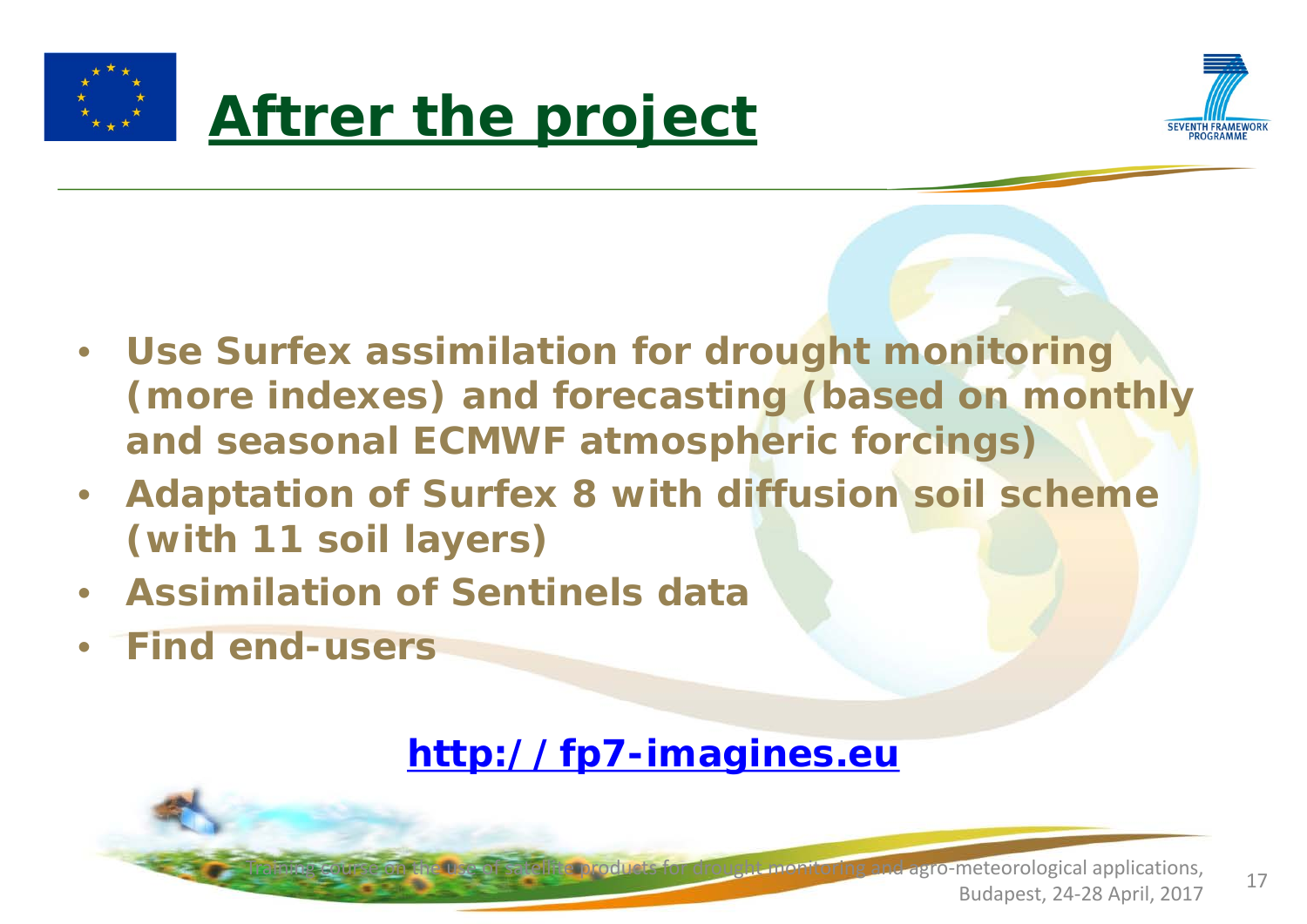# Aftrer the project

- Use Surfex assimilation for drought monitoring (more indexes) and forecasting (based on monthly and seasonal ECMWF atmospheric forcings)
- Adaptation of Surfex 8 with diffusion soil scheme (with 11 soil layers)
- Assimilation of Sentinels data
- Find end-users

http://fp7-imagines.eu